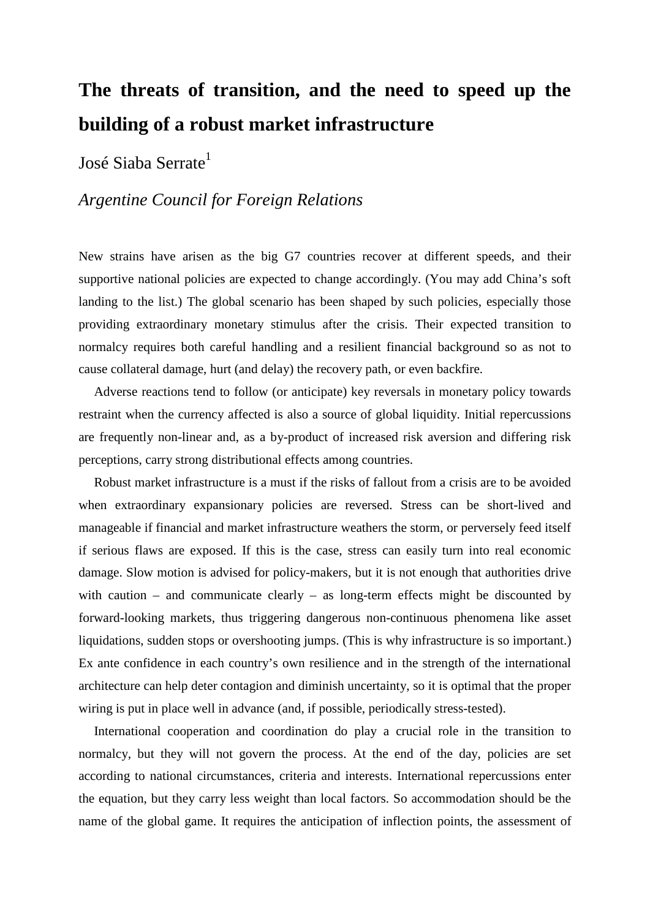# The threats of transition, and the need to speed up the building of a robust market infrastructure

José Siaba Serrate[1]

*Argentine Council for Foreign Relations*

New strains have arisen as the big G7 countries recover at different speeds, and their supportive national policies are expected to change accordingly. (You may add China's soft landing to the list.) The global scenario has been shaped by such policies, especially those providing extraordinary monetary stimulus after the crisis. Their expected transition to normalcy requires both careful handling and a resilient financial background so as not to cause collateral damage, hurt (and delay) the recovery path, or even backfire.

Adverse reactions tend to follow (or anticipate) key reversals in monetary policy towards restraint when the currency affected is also a source of global liquidity. Initial repercussions are frequently non-linear and, as a by-product of increased risk aversion and differing risk perceptions, carry strong distributional effects among countries.

Robust market infrastructure is a must if the risks of fallout from a crisis are to be avoided when extraordinary expansionary policies are reversed. Stress can be short-lived and manageable if financial and market infrastructure weathers the storm, or perversely feed itself if serious flaws are exposed. If this is the case, stress can easily turn into real economic damage. Slow motion is advised for policy-makers, but it is not enough that authorities drive with caution – and communicate clearly – as long-term effects might be discounted by forward-looking markets, thus triggering dangerous non-continuous phenomena like asset liquidations, sudden stops or overshooting jumps. (This is why infrastructure is so important.) Ex ante confidence in each country's own resilience and in the strength of the international architecture can help deter contagion and diminish uncertainty, so it is optimal that the proper wiring is put in place well in advance (and, if possible, periodically stress-tested).

International cooperation and coordination do play a crucial role in the transition to normalcy, but they will not govern the process. At the end of the day, policies are set according to national circumstances, criteria and interests. International repercussions enter the equation, but they carry less weight than local factors. So accommodation should be the name of the global game. It requires the anticipation of inflection points, the assessment of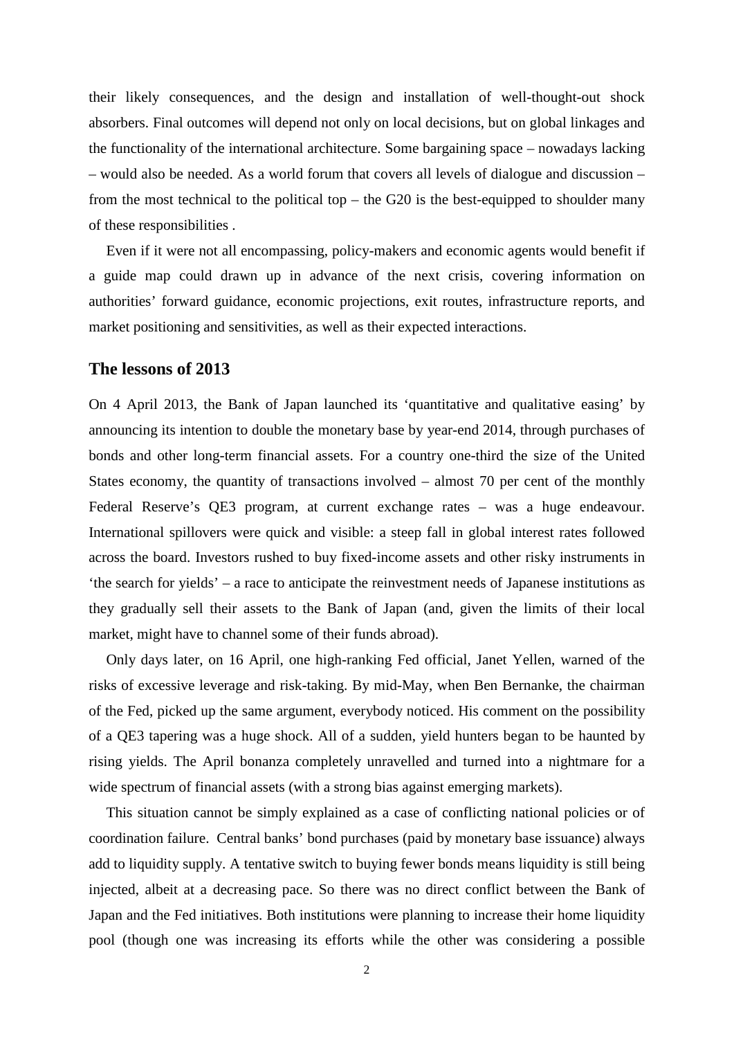their likely consequences, and the design and installation of well-thought-out shock absorbers. Final outcomes will depend not only on local decisions, but on global linkages and the functionality of the international architecture. Some bargaining space – nowadays lacking – would also be needed. As a world forum that covers all levels of dialogue and discussion – from the most technical to the political top – the G20 is the best-equipped to shoulder many of these responsibilities .

Even if it were not all encompassing, policy-makers and economic agents would benefit if a guide map could drawn up in advance of the next crisis, covering information on authorities' forward guidance, economic projections, exit routes, infrastructure reports, and market positioning and sensitivities, as well as their expected interactions.

## The lessons of 2013

On 4 April 2013, the Bank of Japan launched its 'quantitative and qualitative easing' by announcing its intention to double the monetary base by year-end 2014, through purchases of bonds and other long-term financial assets. For a country one-third the size of the United States economy, the quantity of transactions involved – almost 70 per cent of the monthly Federal Reserve's QE3 program, at current exchange rates – was a huge endeavour. International spillovers were quick and visible: a steep fall in global interest rates followed across the board. Investors rushed to buy fixed-income assets and other risky instruments in 'the search for yields' – a race to anticipate the reinvestment needs of Japanese institutions as they gradually sell their assets to the Bank of Japan (and, given the limits of their local market, might have to channel some of their funds abroad).

Only days later, on 16 April, one high-ranking Fed official, Janet Yellen, warned of the risks of excessive leverage and risk-taking. By mid-May, when Ben Bernanke, the chairman of the Fed, picked up the same argument, everybody noticed. His comment on the possibility of a QE3 tapering was a huge shock. All of a sudden, yield hunters began to be haunted by rising yields. The April bonanza completely unravelled and turned into a nightmare for a wide spectrum of financial assets (with a strong bias against emerging markets).

This situation cannot be simply explained as a case of conflicting national policies or of coordination failure. Central banks' bond purchases (paid by monetary base issuance) always add to liquidity supply. A tentative switch to buying fewer bonds means liquidity is still being injected, albeit at a decreasing pace. So there was no direct conflict between the Bank of Japan and the Fed initiatives. Both institutions were planning to increase their home liquidity pool (though one was increasing its efforts while the other was considering a possible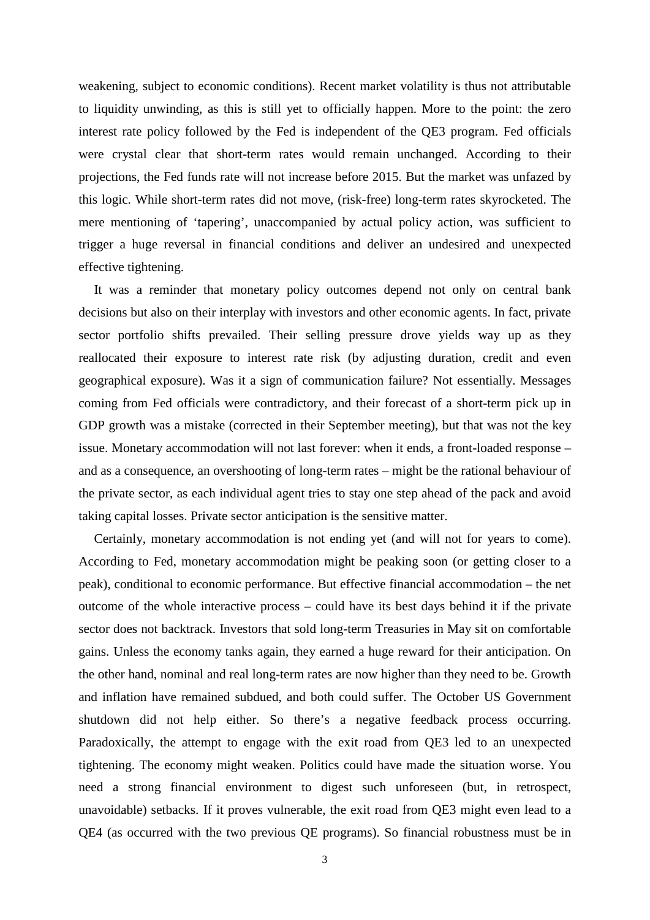weakening, subject to economic conditions). Recent market volatility is thus not attributable to liquidity unwinding, as this is still yet to officially happen. More to the point: the zero interest rate policy followed by the Fed is independent of the QE3 program. Fed officials were crystal clear that short-term rates would remain unchanged. According to their projections, the Fed funds rate will not increase before 2015. But the market was unfazed by this logic. While short-term rates did not move, (risk-free) long-term rates skyrocketed. The mere mentioning of 'tapering', unaccompanied by actual policy action, was sufficient to trigger a huge reversal in financial conditions and deliver an undesired and unexpected effective tightening.

It was a reminder that monetary policy outcomes depend not only on central bank decisions but also on their interplay with investors and other economic agents. In fact, private sector portfolio shifts prevailed. Their selling pressure drove yields way up as they reallocated their exposure to interest rate risk (by adjusting duration, credit and even geographical exposure). Was it a sign of communication failure? Not essentially. Messages coming from Fed officials were contradictory, and their forecast of a short-term pick up in GDP growth was a mistake (corrected in their September meeting), but that was not the key issue. Monetary accommodation will not last forever: when it ends, a front-loaded response – and as a consequence, an overshooting of long-term rates – might be the rational behaviour of the private sector, as each individual agent tries to stay one step ahead of the pack and avoid taking capital losses. Private sector anticipation is the sensitive matter.

Certainly, monetary accommodation is not ending yet (and will not for years to come). According to Fed, monetary accommodation might be peaking soon (or getting closer to a peak), conditional to economic performance. But effective financial accommodation – the net outcome of the whole interactive process – could have its best days behind it if the private sector does not backtrack. Investors that sold long-term Treasuries in May sit on comfortable gains. Unless the economy tanks again, they earned a huge reward for their anticipation. On the other hand, nominal and real long-term rates are now higher than they need to be. Growth and inflation have remained subdued, and both could suffer. The October US Government shutdown did not help either. So there's a negative feedback process occurring. Paradoxically, the attempt to engage with the exit road from QE3 led to an unexpected tightening. The economy might weaken. Politics could have made the situation worse. You need a strong financial environment to digest such unforeseen (but, in retrospect, unavoidable) setbacks. If it proves vulnerable, the exit road from QE3 might even lead to a QE4 (as occurred with the two previous QE programs). So financial robustness must be in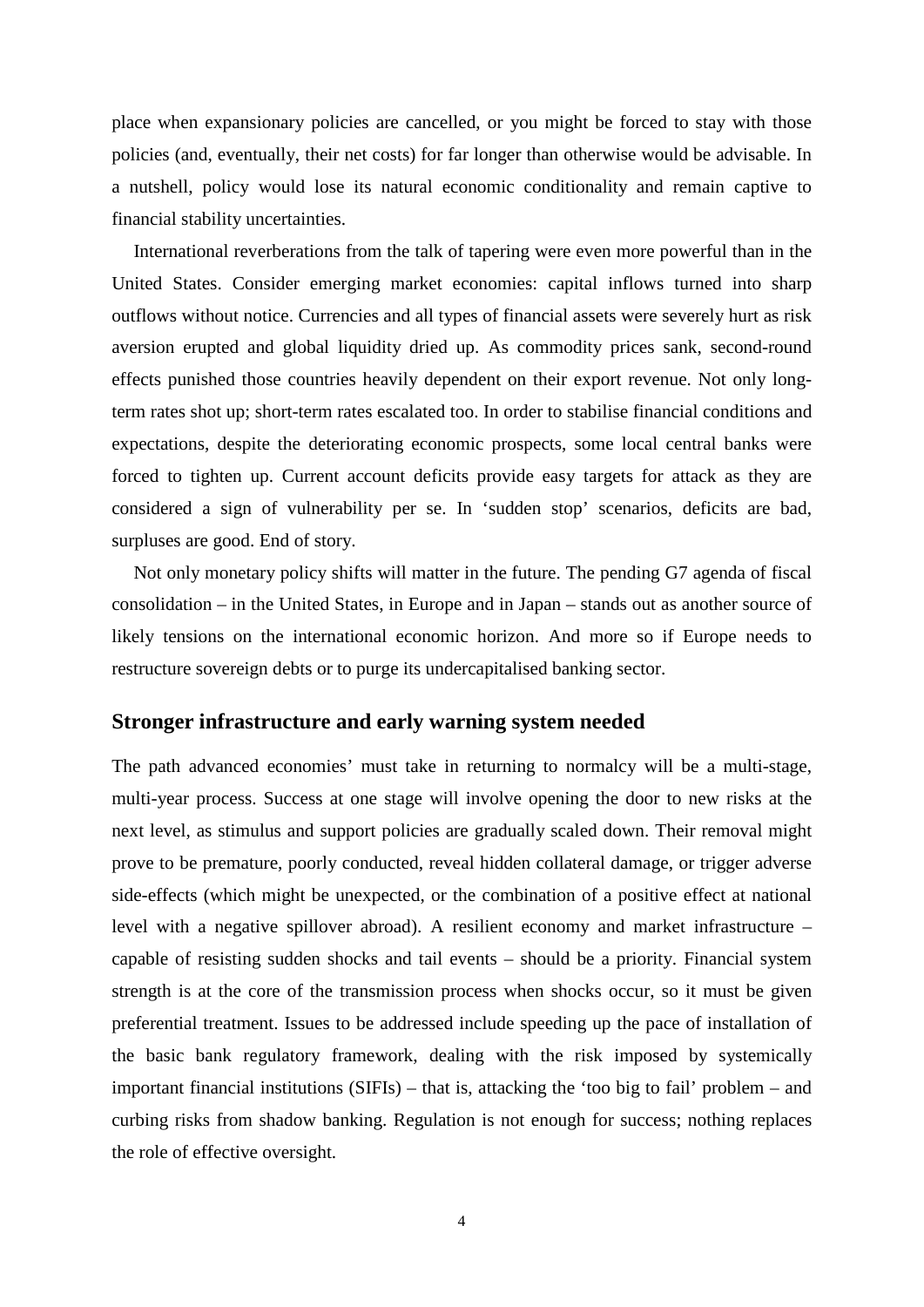place when expansionary policies are cancelled, or you might be forced to stay with those policies (and, eventually, their net costs) for far longer than otherwise would be advisable. In a nutshell, policy would lose its natural economic conditionality and remain captive to financial stability uncertainties.

International reverberations from the talk of tapering were even more powerful than in the United States. Consider emerging market economies: capital inflows turned into sharp outflows without notice. Currencies and all types of financial assets were severely hurt as risk aversion erupted and global liquidity dried up. As commodity prices sank, second-round effects punished those countries heavily dependent on their export revenue. Not only long-term rates shot up; short-term rates escalated too. In order to stabilise financial conditions and expectations, despite the deteriorating economic prospects, some local central banks were forced to tighten up. Current account deficits provide easy targets for attack as they are considered a sign of vulnerability per se. In 'sudden stop' scenarios, deficits are bad, surpluses are good. End of story.

Not only monetary policy shifts will matter in the future. The pending G7 agenda of fiscal consolidation – in the United States, in Europe and in Japan – stands out as another source of likely tensions on the international economic horizon. And more so if Europe needs to restructure sovereign debts or to purge its undercapitalised banking sector.

## Stronger infrastructure and early warning system needed

The path advanced economies' must take in returning to normalcy will be a multi-stage, multi-year process. Success at one stage will involve opening the door to new risks at the next level, as stimulus and support policies are gradually scaled down. Their removal might prove to be premature, poorly conducted, reveal hidden collateral damage, or trigger adverse side-effects (which might be unexpected, or the combination of a positive effect at national level with a negative spillover abroad). A resilient economy and market infrastructure – capable of resisting sudden shocks and tail events – should be a priority. Financial system strength is at the core of the transmission process when shocks occur, so it must be given preferential treatment. Issues to be addressed include speeding up the pace of installation of the basic bank regulatory framework, dealing with the risk imposed by systemically important financial institutions (SIFIs) – that is, attacking the 'too big to fail' problem – and curbing risks from shadow banking. Regulation is not enough for success; nothing replaces the role of effective oversight.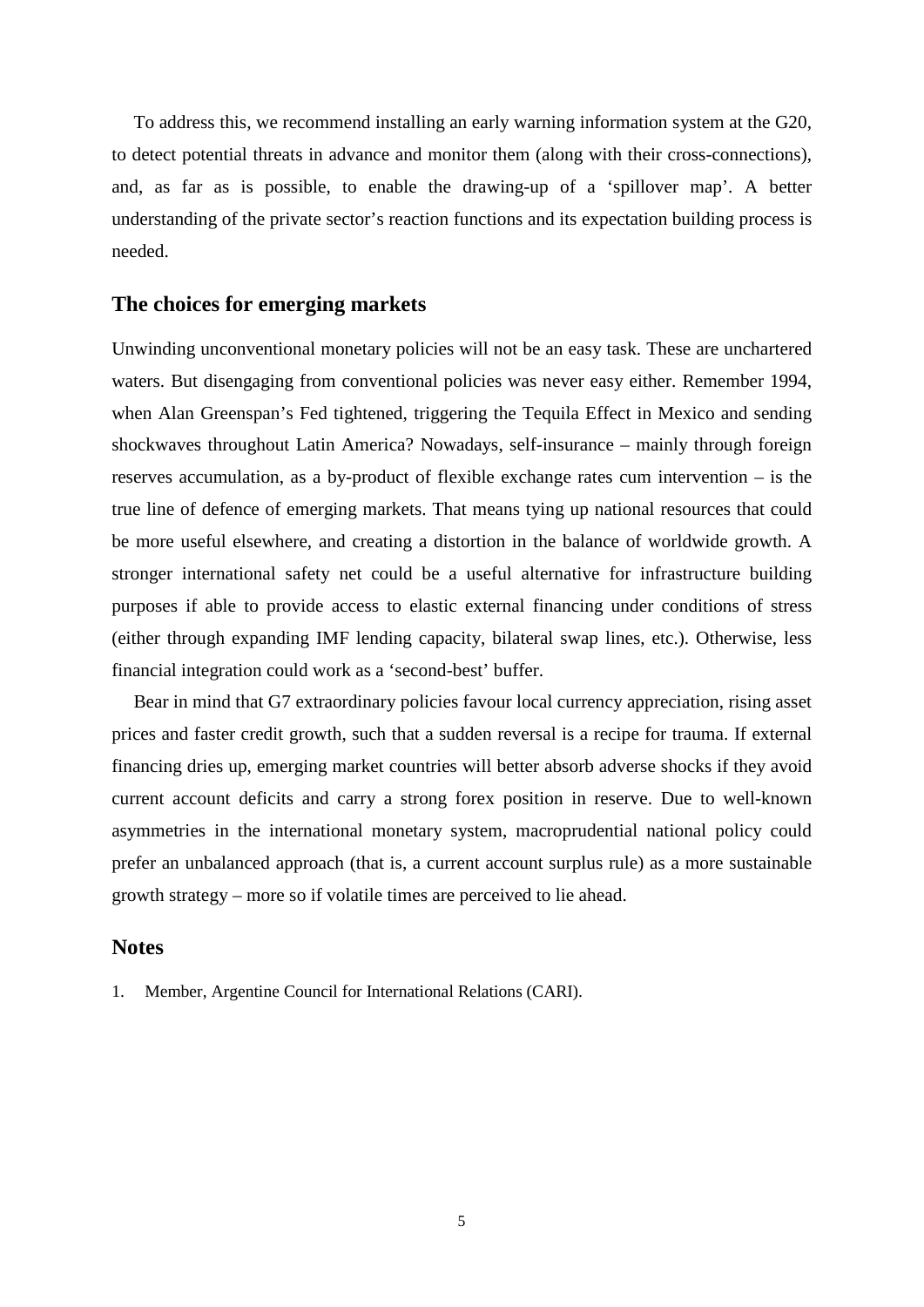To address this, we recommend installing an early warning information system at the G20, to detect potential threats in advance and monitor them (along with their cross-connections), and, as far as is possible, to enable the drawing-up of a 'spillover map'. A better understanding of the private sector's reaction functions and its expectation building process is needed.

## The choices for emerging markets

Unwinding unconventional monetary policies will not be an easy task. These are unchartered waters. But disengaging from conventional policies was never easy either. Remember 1994, when Alan Greenspan's Fed tightened, triggering the Tequila Effect in Mexico and sending shockwaves throughout Latin America? Nowadays, self-insurance – mainly through foreign reserves accumulation, as a by-product of flexible exchange rates cum intervention – is the true line of defence of emerging markets. That means tying up national resources that could be more useful elsewhere, and creating a distortion in the balance of worldwide growth. A stronger international safety net could be a useful alternative for infrastructure building purposes if able to provide access to elastic external financing under conditions of stress (either through expanding IMF lending capacity, bilateral swap lines, etc.). Otherwise, less financial integration could work as a 'second-best' buffer.

Bear in mind that G7 extraordinary policies favour local currency appreciation, rising asset prices and faster credit growth, such that a sudden reversal is a recipe for trauma. If external financing dries up, emerging market countries will better absorb adverse shocks if they avoid current account deficits and carry a strong forex position in reserve. Due to well-known asymmetries in the international monetary system, macroprudential national policy could prefer an unbalanced approach (that is, a current account surplus rule) as a more sustainable growth strategy – more so if volatile times are perceived to lie ahead.

## Notes

1. Member, Argentine Council for International Relations (CARI).